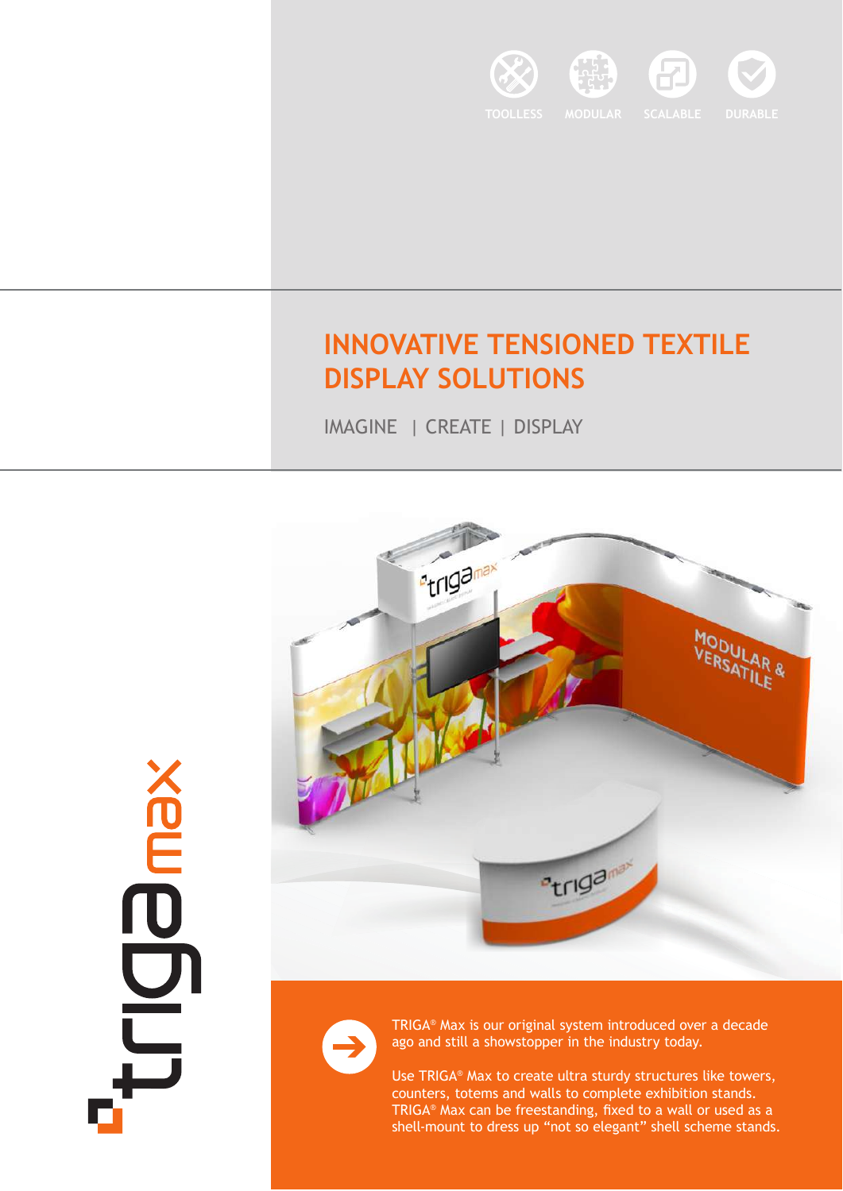TOOLLESS MODULAR SCALABLE DURABLE

# INNOVATIVE TENSIONED TEXTILE DISPLAY SOLUTIONS

IMAGINE | CREATE | DISPLAY

trigamax

TRIGA® Max is our original system introduced over a decade ago and still a showstopper in the industry today.

Use TRIGA® Max to create ultra sturdy structures like towers, counters, totems and walls to complete exhibition stands. TRIGA® Max can be freestanding, fixed to a wall or used as a shell-mount to dress up “not so elegant” shell scheme stands.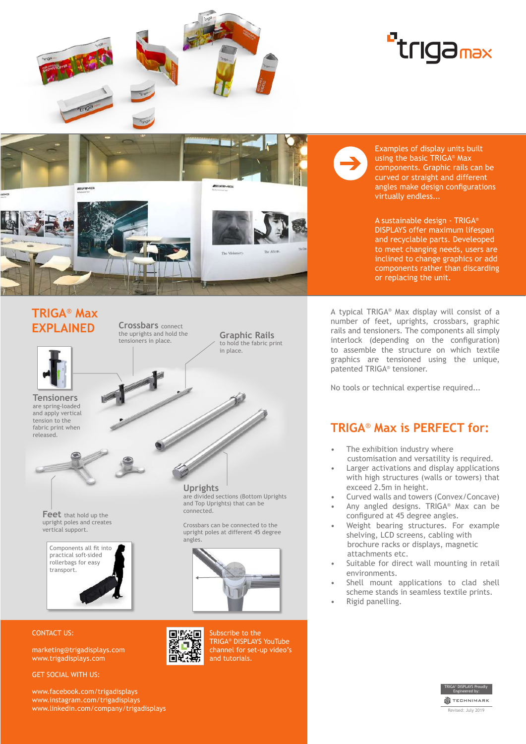triga max

Examples of display units built using the basic TRIGA® Max components. Graphic rails can be curved or straight and different angles make design configurations virtually endless...

A sustainable design - TRIGA® DISPLAYS offer maximum lifespan and recyclable parts. Develeoped to meet changing needs, users are inclined to change graphics or add components rather than discarding or replacing the unit.

## TRIGA® Max EXPLAINED

**Crossbars** connect the uprights and hold the tensioners in place.

**Graphic Rails** to hold the fabric print in place.

**Tensioners** are spring-loaded and apply vertical tension to the fabric print when released.

**Uprights** are divided sections (Bottom Uprights and Top Uprights) that can be connected.

Crossbars can be connected to the upright poles at different 45 degree angles.

**Feet** that hold up the upright poles and creates vertical support.

Components all fit into practical soft-sided rollerbags for easy transport.

A typical TRIGA® Max display will consist of a number of feet, uprights, crossbars, graphic rails and tensioners. The components all simply interlock (depending on the configuration) to assemble the structure on which textile graphics are tensioned using the unique, patented TRIGA® tensioner.

No tools or technical expertise required...

## TRIGA® Max is PERFECT for:

- The exhibition industry where customisation and versatility is required.
- Larger activations and display applications with high structures (walls or towers) that exceed 2.5m in height.
- Curved walls and towers (Convex/Concave)
- Any angled designs. TRIGA® Max can be configured at 45 degree angles.
- Weight bearing structures. For example shelving, LCD screens, cabling with brochure racks or displays, magnetic attachments etc.
- Suitable for direct wall mounting in retail environments.
- Shell mount applications to clad shell scheme stands in seamless textile prints.
- Rigid panelling.

CONTACT US:

marketing@trigadisplays.com
www.trigadisplays.com

GET SOCIAL WITH US:

www.facebook.com/trigadisplays
www.instagram.com/trigadisplays
www.linkedin.com/company/trigadisplays

Subscribe to the TRIGA® DISPLAYS YouTube channel for set-up video's and tutorials.

TRIGA® DISPLAYS Proudly Engineered by: TECHNIMARK

Revised: July 2019